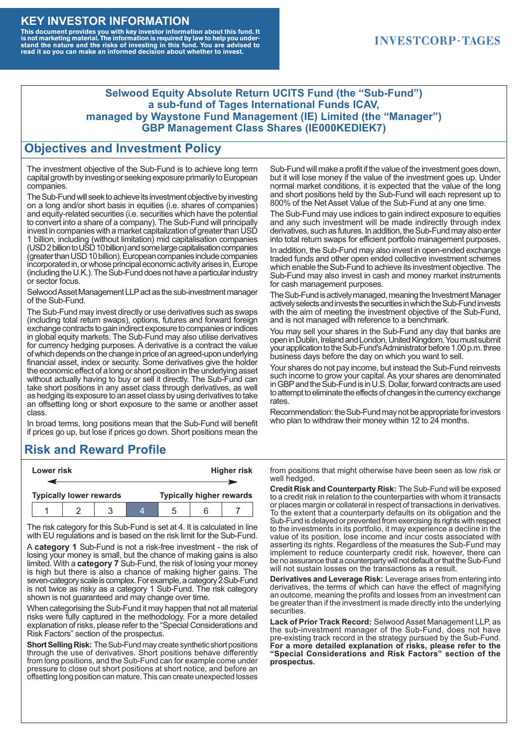# KEY INVESTOR INFORMATION

**This document provides you with key investor information about this fund. It is not marketing material. The information is required by law to help you understand the nature and the risks of investing in this fund. You are advised to read it so you can make an informed decision about whether to invest.**

INVESTCORP·TAGES

**Selwood Equity Absolute Return UCITS Fund (the "Sub-Fund")**
**a sub-fund of Tages International Funds ICAV,**
**managed by Waystone Fund Management (IE) Limited (the "Manager")**
**GBP Management Class Shares (IE000KEDIEK7)**

## Objectives and Investment Policy

The investment objective of the Sub-Fund is to achieve long term capital growth by investing or seeking exposure primarily to European companies.

The Sub-Fund will seek to achieve its investment objective by investing on a long and/or short basis in equities (i.e. shares of companies) and equity-related securities (i.e. securities which have the potential to convert into a share of a company). The Sub-Fund will principally invest in companies with a market capitalization of greater than USD 1 billion, including (without limitation) mid capitalisation companies (USD 2 billion to USD 10 billion) and some large capitalisation companies (greater than USD 10 billion). European companies include companies incorporated in, or whose principal economic activity arises in, Europe (including the U.K.). The Sub-Fund does not have a particular industry or sector focus.

Selwood Asset Management LLP act as the sub-investment manager of the Sub-Fund.

The Sub-Fund may invest directly or use derivatives such as swaps (including total return swaps), options, futures and forward foreign exchange contracts to gain indirect exposure to companies or indices in global equity markets. The Sub-Fund may also utilise derivatives for currency hedging purposes. A derivative is a contract the value of which depends on the change in price of an agreed-upon underlying financial asset, index or security. Some derivatives give the holder the economic effect of a long or short position in the underlying asset without actually having to buy or sell it directly. The Sub-Fund can take short positions in any asset class through derivatives, as well as hedging its exposure to an asset class by using derivatives to take an offsetting long or short exposure to the same or another asset class.

In broad terms, long positions mean that the Sub-Fund will benefit if prices go up, but lose if prices go down. Short positions mean the Sub-Fund will make a profit if the value of the investment goes down, but it will lose money if the value of the investment goes up. Under normal market conditions, it is expected that the value of the long and short positions held by the Sub-Fund will each represent up to 800% of the Net Asset Value of the Sub-Fund at any one time.

The Sub-Fund may use indices to gain indirect exposure to equities and any such investment will be made indirectly through index derivatives, such as futures. In addition, the Sub-Fund may also enter into total return swaps for efficient portfolio management purposes.

In addition, the Sub-Fund may also invest in open-ended exchange traded funds and other open ended collective investment schemes which enable the Sub-Fund to achieve its investment objective. The Sub-Fund may also invest in cash and money market instruments for cash management purposes.

The Sub-Fund is actively managed, meaning the Investment Manager actively selects and invests the securities in which the Sub-Fund invests with the aim of meeting the investment objective of the Sub-Fund, and is not managed with reference to a benchmark.

You may sell your shares in the Sub-Fund any day that banks are open in Dublin, Ireland and London, United Kingdom. You must submit your application to the Sub-Fund's Administrator before 1.00 p.m. three business days before the day on which you want to sell.

Your shares do not pay income, but instead the Sub-Fund reinvests such income to grow your capital. As your shares are denominated in GBP and the Sub-Fund is in U.S. Dollar, forward contracts are used to attempt to eliminate the effects of changes in the currency exchange rates.

Recommendation: the Sub-Fund may not be appropriate for investors who plan to withdraw their money within 12 to 24 months.

## Risk and Reward Profile

| Lower risk | | | | | | Higher risk |
|---|---|---|---|---|---|---|
| Typically lower rewards | | | | | | Typically higher rewards |
| 1 | 2 | 3 | **4** | 5 | 6 | 7 |

The risk category for this Sub-Fund is set at 4. It is calculated in line with EU regulations and is based on the risk limit for the Sub-Fund.

A **category 1** Sub-Fund is not a risk-free investment - the risk of losing your money is small, but the chance of making gains is also limited. With a **category 7** Sub-Fund, the risk of losing your money is high but there is also a chance of making higher gains. The seven-category scale is complex. For example, a category 2 Sub-Fund is not twice as risky as a category 1 Sub-Fund. The risk category shown is not guaranteed and may change over time.

When categorising the Sub-Fund it may happen that not all material risks were fully captured in the methodology. For a more detailed explanation of risks, please refer to the "Special Considerations and Risk Factors" section of the prospectus.

**Short Selling Risk:** The Sub-Fund may create synthetic short positions through the use of derivatives. Short positions behave differently from long positions, and the Sub-Fund can for example come under pressure to close out short positions at short notice, and before an offsetting long position can mature. This can create unexpected losses from positions that might otherwise have been seen as low risk or well hedged.

**Credit Risk and Counterparty Risk:** The Sub-Fund will be exposed to a credit risk in relation to the counterparties with whom it transacts or places margin or collateral in respect of transactions in derivatives. To the extent that a counterparty defaults on its obligation and the Sub-Fund is delayed or prevented from exercising its rights with respect to the investments in its portfolio, it may experience a decline in the value of its position, lose income and incur costs associated with asserting its rights. Regardless of the measures the Sub-Fund may implement to reduce counterparty credit risk, however, there can be no assurance that a counterparty will not default or that the Sub-Fund will not sustain losses on the transactions as a result.

**Derivatives and Leverage Risk:** Leverage arises from entering into derivatives, the terms of which can have the effect of magnifying an outcome, meaning the profits and losses from an investment can be greater than if the investment is made directly into the underlying securities.

**Lack of Prior Track Record:** Selwood Asset Management LLP, as the sub-investment manager of the Sub-Fund, does not have pre-existing track record in the strategy pursued by the Sub-Fund. **For a more detailed explanation of risks, please refer to the "Special Considerations and Risk Factors" section of the prospectus.**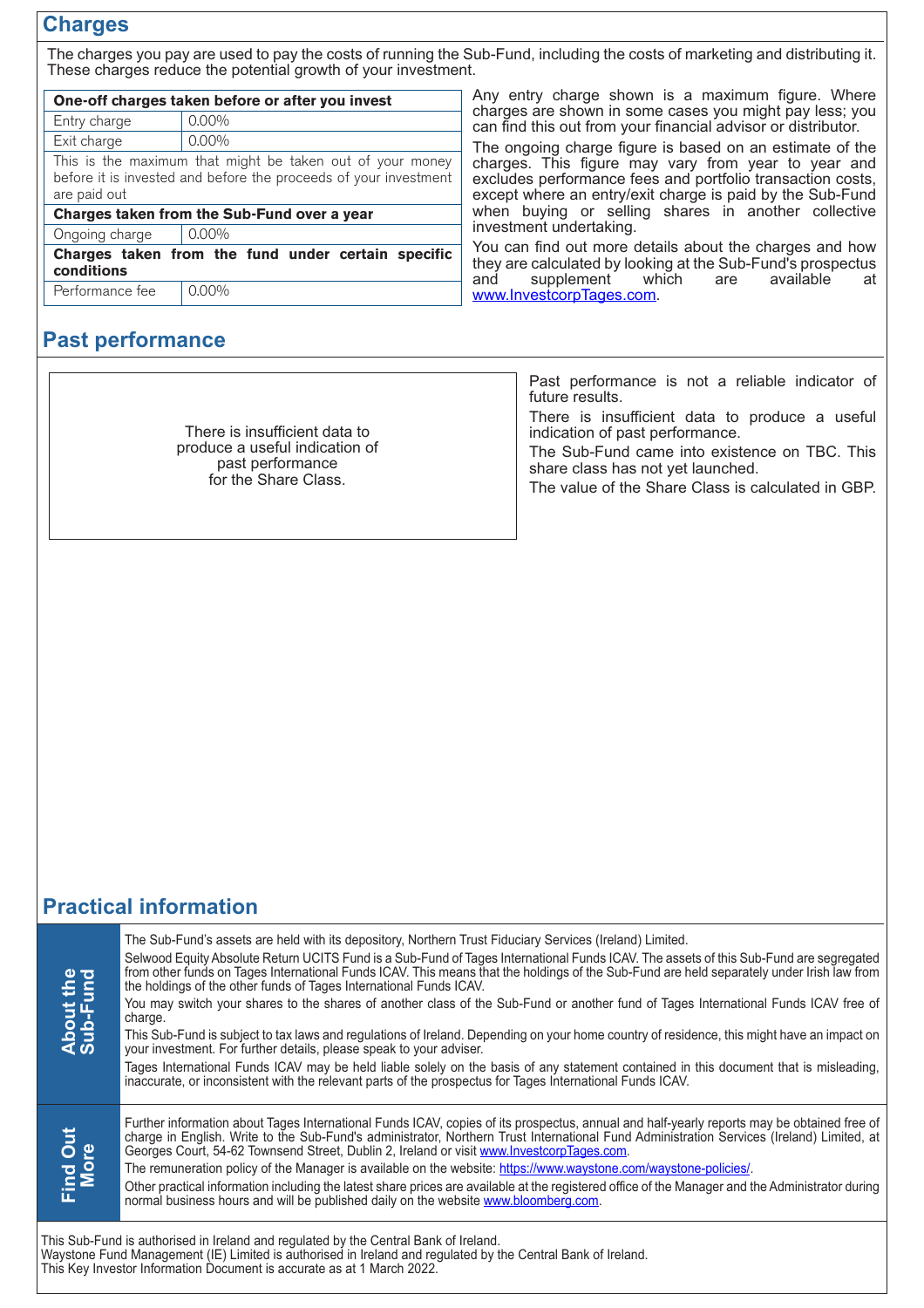## Charges

The charges you pay are used to pay the costs of running the Sub-Fund, including the costs of marketing and distributing it. These charges reduce the potential growth of your investment.

| **One-off charges taken before or after you invest** | |
|---|---|
| Entry charge | 0.00% |
| Exit charge | 0.00% |
| This is the maximum that might be taken out of your money before it is invested and before the proceeds of your investment are paid out | |
| **Charges taken from the Sub-Fund over a year** | |
| Ongoing charge | 0.00% |
| **Charges taken from the fund under certain specific conditions** | |
| Performance fee | 0.00% |

Any entry charge shown is a maximum figure. Where charges are shown in some cases you might pay less; you can find this out from your financial advisor or distributor.

The ongoing charge figure is based on an estimate of the charges. This figure may vary from year to year and excludes performance fees and portfolio transaction costs, except where an entry/exit charge is paid by the Sub-Fund when buying or selling shares in another collective investment undertaking.

You can find out more details about the charges and how they are calculated by looking at the Sub-Fund's prospectus and supplement which are available at www.InvestcorpTages.com.

## Past performance

There is insufficient data to produce a useful indication of past performance for the Share Class.

Past performance is not a reliable indicator of future results.

There is insufficient data to produce a useful indication of past performance.

The Sub-Fund came into existence on TBC. This share class has not yet launched.

The value of the Share Class is calculated in GBP.

## Practical information

### About the Sub-Fund

The Sub-Fund's assets are held with its depository, Northern Trust Fiduciary Services (Ireland) Limited.

Selwood Equity Absolute Return UCITS Fund is a Sub-Fund of Tages International Funds ICAV. The assets of this Sub-Fund are segregated from other funds on Tages International Funds ICAV. This means that the holdings of the Sub-Fund are held separately under Irish law from the holdings of the other funds of Tages International Funds ICAV.

You may switch your shares to the shares of another class of the Sub-Fund or another fund of Tages International Funds ICAV free of charge.

This Sub-Fund is subject to tax laws and regulations of Ireland. Depending on your home country of residence, this might have an impact on your investment. For further details, please speak to your adviser.

Tages International Funds ICAV may be held liable solely on the basis of any statement contained in this document that is misleading, inaccurate, or inconsistent with the relevant parts of the prospectus for Tages International Funds ICAV.

### Find Out More

Further information about Tages International Funds ICAV, copies of its prospectus, annual and half-yearly reports may be obtained free of charge in English. Write to the Sub-Fund's administrator, Northern Trust International Fund Administration Services (Ireland) Limited, at Georges Court, 54-62 Townsend Street, Dublin 2, Ireland or visit www.InvestcorpTages.com.

The remuneration policy of the Manager is available on the website: https://www.waystone.com/waystone-policies/.

Other practical information including the latest share prices are available at the registered office of the Manager and the Administrator during normal business hours and will be published daily on the website www.bloomberg.com.

This Sub-Fund is authorised in Ireland and regulated by the Central Bank of Ireland.
Waystone Fund Management (IE) Limited is authorised in Ireland and regulated by the Central Bank of Ireland.
This Key Investor Information Document is accurate as at 1 March 2022.